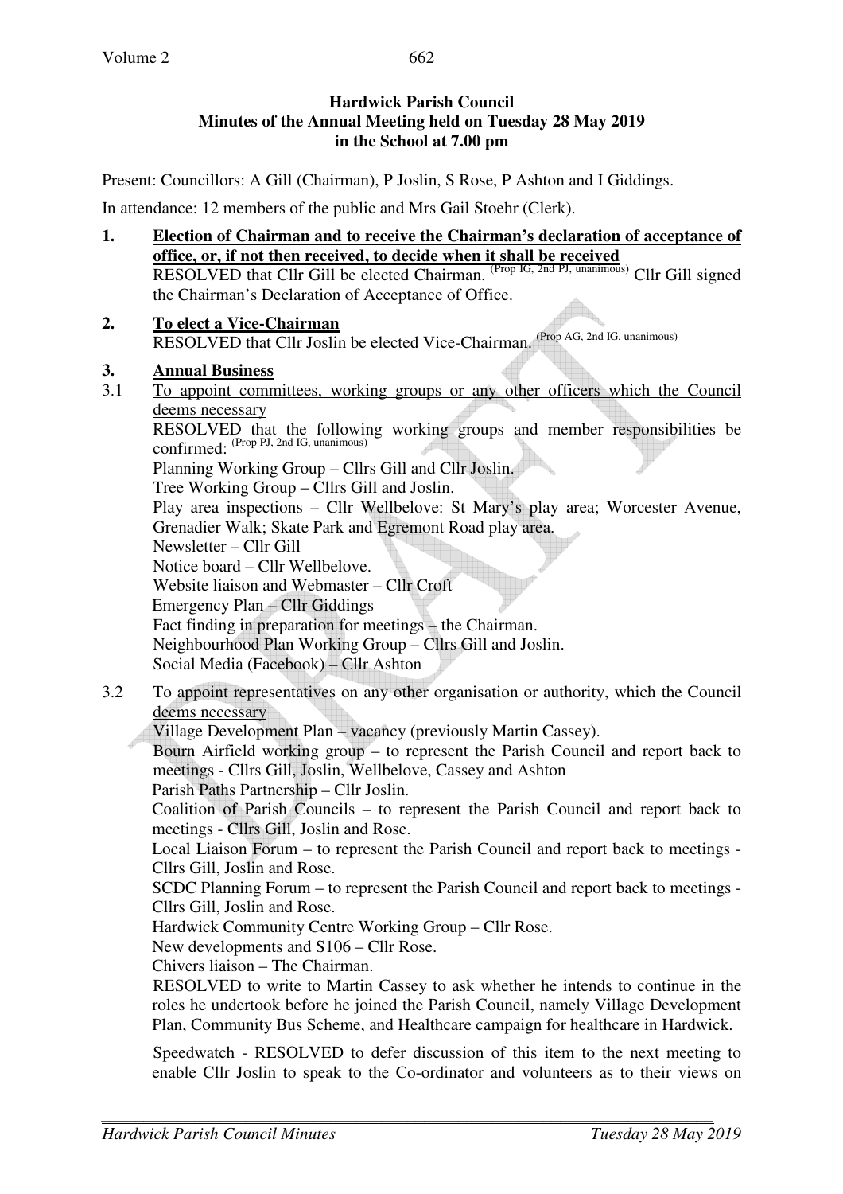**Hardwick Parish Council**
**Minutes of the Annual Meeting held on Tuesday 28 May 2019**
**in the School at 7.00 pm**

Present: Councillors: A Gill (Chairman), P Joslin, S Rose, P Ashton and I Giddings.

In attendance: 12 members of the public and Mrs Gail Stoehr (Clerk).

**1. Election of Chairman and to receive the Chairman's declaration of acceptance of office, or, if not then received, to decide when it shall be received**

RESOLVED that Cllr Gill be elected Chairman. (Prop IG, 2nd PJ, unanimous) Cllr Gill signed the Chairman's Declaration of Acceptance of Office.

**2. To elect a Vice-Chairman**

RESOLVED that Cllr Joslin be elected Vice-Chairman. (Prop AG, 2nd IG, unanimous)

**3. Annual Business**

3.1 To appoint committees, working groups or any other officers which the Council deems necessary

RESOLVED that the following working groups and member responsibilities be confirmed: (Prop PJ, 2nd IG, unanimous)

Planning Working Group – Cllrs Gill and Cllr Joslin.
Tree Working Group – Cllrs Gill and Joslin.
Play area inspections – Cllr Wellbelove: St Mary's play area; Worcester Avenue, Grenadier Walk; Skate Park and Egremont Road play area.
Newsletter – Cllr Gill
Notice board – Cllr Wellbelove.
Website liaison and Webmaster – Cllr Croft
Emergency Plan – Cllr Giddings
Fact finding in preparation for meetings – the Chairman.
Neighbourhood Plan Working Group – Cllrs Gill and Joslin.
Social Media (Facebook) – Cllr Ashton

3.2 To appoint representatives on any other organisation or authority, which the Council deems necessary

Village Development Plan – vacancy (previously Martin Cassey).
Bourn Airfield working group – to represent the Parish Council and report back to meetings - Cllrs Gill, Joslin, Wellbelove, Cassey and Ashton
Parish Paths Partnership – Cllr Joslin.
Coalition of Parish Councils – to represent the Parish Council and report back to meetings - Cllrs Gill, Joslin and Rose.
Local Liaison Forum – to represent the Parish Council and report back to meetings - Cllrs Gill, Joslin and Rose.
SCDC Planning Forum – to represent the Parish Council and report back to meetings - Cllrs Gill, Joslin and Rose.
Hardwick Community Centre Working Group – Cllr Rose.
New developments and S106 – Cllr Rose.
Chivers liaison – The Chairman.

RESOLVED to write to Martin Cassey to ask whether he intends to continue in the roles he undertook before he joined the Parish Council, namely Village Development Plan, Community Bus Scheme, and Healthcare campaign for healthcare in Hardwick.

Speedwatch - RESOLVED to defer discussion of this item to the next meeting to enable Cllr Joslin to speak to the Co-ordinator and volunteers as to their views on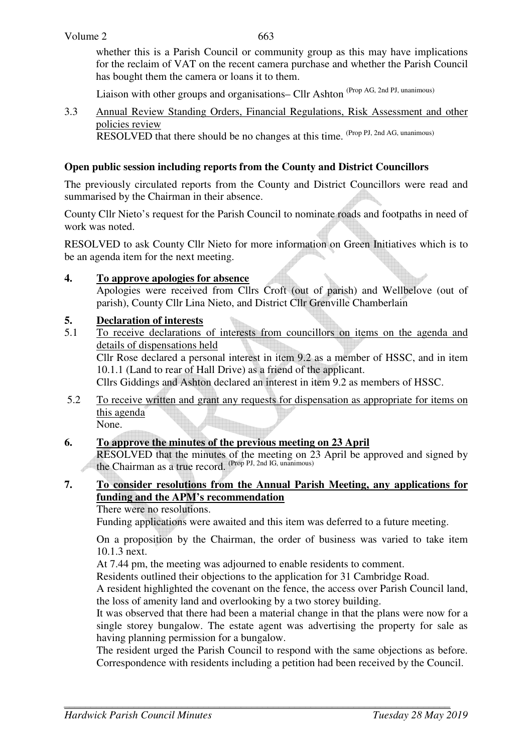whether this is a Parish Council or community group as this may have implications for the reclaim of VAT on the recent camera purchase and whether the Parish Council has bought them the camera or loans it to them.

Liaison with other groups and organisations– Cllr Ashton (Prop AG, 2nd PJ, unanimous)

3.3 Annual Review Standing Orders, Financial Regulations, Risk Assessment and other policies review
RESOLVED that there should be no changes at this time. (Prop PJ, 2nd AG, unanimous)

**Open public session including reports from the County and District Councillors**

The previously circulated reports from the County and District Councillors were read and summarised by the Chairman in their absence.

County Cllr Nieto's request for the Parish Council to nominate roads and footpaths in need of work was noted.

RESOLVED to ask County Cllr Nieto for more information on Green Initiatives which is to be an agenda item for the next meeting.

## 4. To approve apologies for absence

Apologies were received from Cllrs Croft (out of parish) and Wellbelove (out of parish), County Cllr Lina Nieto, and District Cllr Grenville Chamberlain

## 5. Declaration of interests

5.1 To receive declarations of interests from councillors on items on the agenda and details of dispensations held
Cllr Rose declared a personal interest in item 9.2 as a member of HSSC, and in item 10.1.1 (Land to rear of Hall Drive) as a friend of the applicant.
Cllrs Giddings and Ashton declared an interest in item 9.2 as members of HSSC.

5.2 To receive written and grant any requests for dispensation as appropriate for items on this agenda
None.

## 6. To approve the minutes of the previous meeting on 23 April

RESOLVED that the minutes of the meeting on 23 April be approved and signed by the Chairman as a true record. (Prop PJ, 2nd IG, unanimous)

## 7. To consider resolutions from the Annual Parish Meeting, any applications for funding and the APM's recommendation

There were no resolutions.
Funding applications were awaited and this item was deferred to a future meeting.

On a proposition by the Chairman, the order of business was varied to take item 10.1.3 next.
At 7.44 pm, the meeting was adjourned to enable residents to comment.
Residents outlined their objections to the application for 31 Cambridge Road.
A resident highlighted the covenant on the fence, the access over Parish Council land, the loss of amenity land and overlooking by a two storey building.
It was observed that there had been a material change in that the plans were now for a single storey bungalow. The estate agent was advertising the property for sale as having planning permission for a bungalow.
The resident urged the Parish Council to respond with the same objections as before.
Correspondence with residents including a petition had been received by the Council.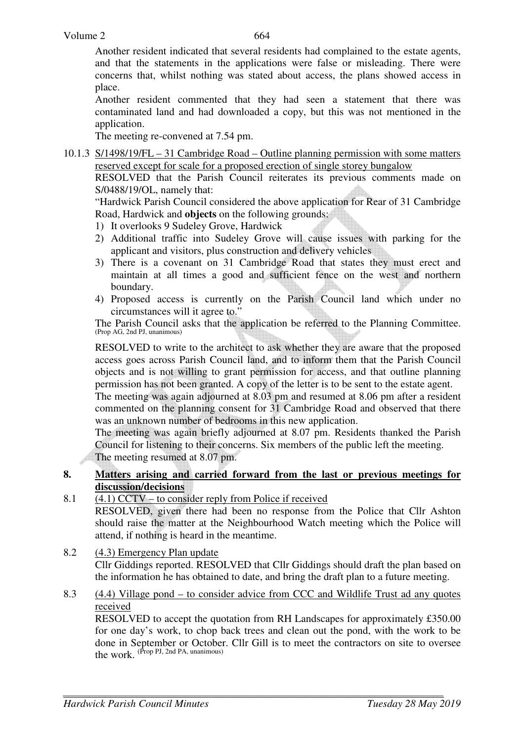Another resident indicated that several residents had complained to the estate agents, and that the statements in the applications were false or misleading. There were concerns that, whilst nothing was stated about access, the plans showed access in place.

Another resident commented that they had seen a statement that there was contaminated land and had downloaded a copy, but this was not mentioned in the application.

The meeting re-convened at 7.54 pm.

10.1.3 S/1498/19/FL – 31 Cambridge Road – Outline planning permission with some matters reserved except for scale for a proposed erection of single storey bungalow

RESOLVED that the Parish Council reiterates its previous comments made on S/0488/19/OL, namely that:

"Hardwick Parish Council considered the above application for Rear of 31 Cambridge Road, Hardwick and **objects** on the following grounds:

1) It overlooks 9 Sudeley Grove, Hardwick
2) Additional traffic into Sudeley Grove will cause issues with parking for the applicant and visitors, plus construction and delivery vehicles
3) There is a covenant on 31 Cambridge Road that states they must erect and maintain at all times a good and sufficient fence on the west and northern boundary.
4) Proposed access is currently on the Parish Council land which under no circumstances will it agree to."

The Parish Council asks that the application be referred to the Planning Committee. (Prop AG, 2nd PJ, unanimous)

RESOLVED to write to the architect to ask whether they are aware that the proposed access goes across Parish Council land, and to inform them that the Parish Council objects and is not willing to grant permission for access, and that outline planning permission has not been granted. A copy of the letter is to be sent to the estate agent.

The meeting was again adjourned at 8.03 pm and resumed at 8.06 pm after a resident commented on the planning consent for 31 Cambridge Road and observed that there was an unknown number of bedrooms in this new application.

The meeting was again briefly adjourned at 8.07 pm. Residents thanked the Parish Council for listening to their concerns. Six members of the public left the meeting.

The meeting resumed at 8.07 pm.

## 8. Matters arising and carried forward from the last or previous meetings for discussion/decisions

8.1 (4.1) CCTV – to consider reply from Police if received

RESOLVED, given there had been no response from the Police that Cllr Ashton should raise the matter at the Neighbourhood Watch meeting which the Police will attend, if nothing is heard in the meantime.

8.2 (4.3) Emergency Plan update

Cllr Giddings reported. RESOLVED that Cllr Giddings should draft the plan based on the information he has obtained to date, and bring the draft plan to a future meeting.

8.3 (4.4) Village pond – to consider advice from CCC and Wildlife Trust ad any quotes received

RESOLVED to accept the quotation from RH Landscapes for approximately £350.00 for one day's work, to chop back trees and clean out the pond, with the work to be done in September or October. Cllr Gill is to meet the contractors on site to oversee the work. (Prop PJ, 2nd PA, unanimous)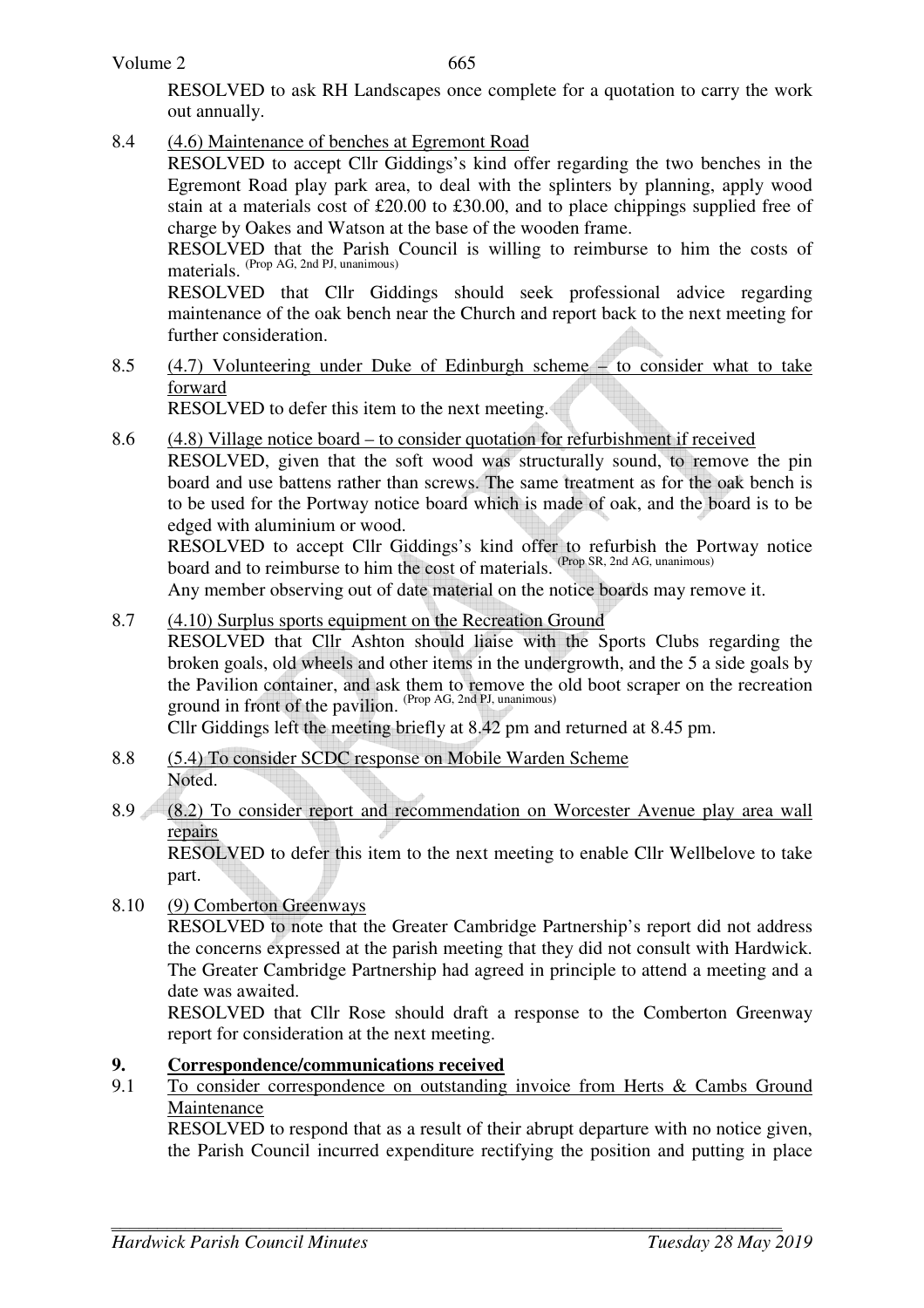RESOLVED to ask RH Landscapes once complete for a quotation to carry the work out annually.

8.4 (4.6) Maintenance of benches at Egremont Road

RESOLVED to accept Cllr Giddings's kind offer regarding the two benches in the Egremont Road play park area, to deal with the splinters by planning, apply wood stain at a materials cost of £20.00 to £30.00, and to place chippings supplied free of charge by Oakes and Watson at the base of the wooden frame.

RESOLVED that the Parish Council is willing to reimburse to him the costs of materials. (Prop AG, 2nd PJ, unanimous)

RESOLVED that Cllr Giddings should seek professional advice regarding maintenance of the oak bench near the Church and report back to the next meeting for further consideration.

8.5 (4.7) Volunteering under Duke of Edinburgh scheme – to consider what to take forward

RESOLVED to defer this item to the next meeting.

8.6 (4.8) Village notice board – to consider quotation for refurbishment if received

RESOLVED, given that the soft wood was structurally sound, to remove the pin board and use battens rather than screws. The same treatment as for the oak bench is to be used for the Portway notice board which is made of oak, and the board is to be edged with aluminium or wood.

RESOLVED to accept Cllr Giddings's kind offer to refurbish the Portway notice board and to reimburse to him the cost of materials. (Prop SR, 2nd AG, unanimous)

Any member observing out of date material on the notice boards may remove it.

8.7 (4.10) Surplus sports equipment on the Recreation Ground

RESOLVED that Cllr Ashton should liaise with the Sports Clubs regarding the broken goals, old wheels and other items in the undergrowth, and the 5 a side goals by the Pavilion container, and ask them to remove the old boot scraper on the recreation ground in front of the pavilion. (Prop AG, 2nd PJ, unanimous)

Cllr Giddings left the meeting briefly at 8.42 pm and returned at 8.45 pm.

8.8 (5.4) To consider SCDC response on Mobile Warden Scheme

Noted.

8.9 (8.2) To consider report and recommendation on Worcester Avenue play area wall repairs

RESOLVED to defer this item to the next meeting to enable Cllr Wellbelove to take part.

8.10 (9) Comberton Greenways

RESOLVED to note that the Greater Cambridge Partnership's report did not address the concerns expressed at the parish meeting that they did not consult with Hardwick. The Greater Cambridge Partnership had agreed in principle to attend a meeting and a date was awaited.

RESOLVED that Cllr Rose should draft a response to the Comberton Greenway report for consideration at the next meeting.

## 9. Correspondence/communications received

9.1 To consider correspondence on outstanding invoice from Herts & Cambs Ground Maintenance

RESOLVED to respond that as a result of their abrupt departure with no notice given, the Parish Council incurred expenditure rectifying the position and putting in place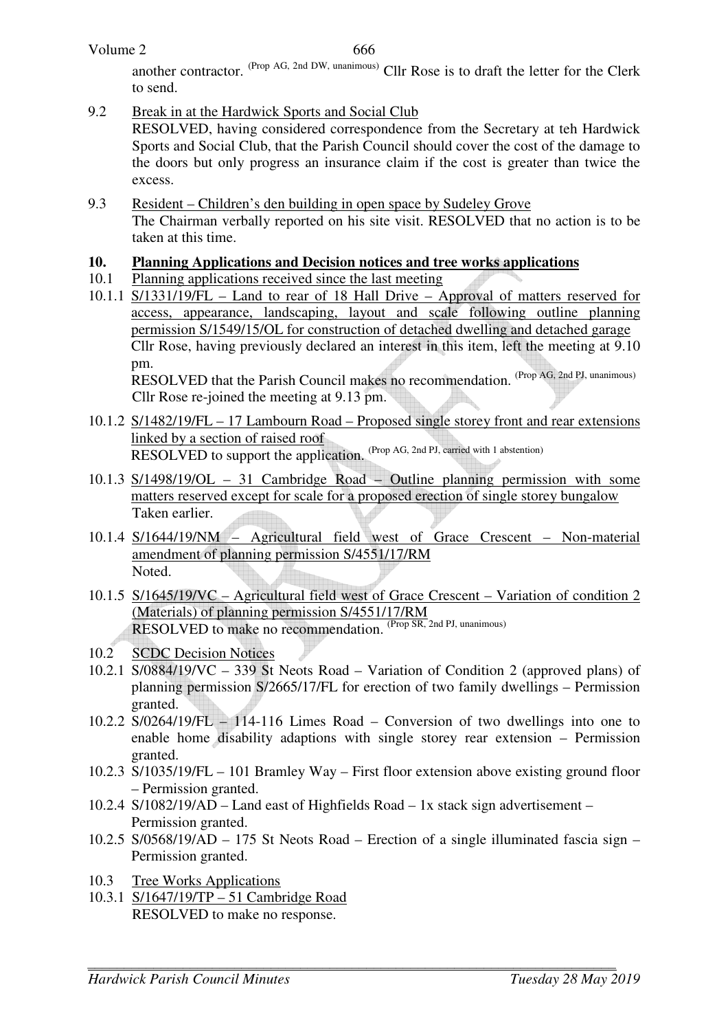another contractor. (Prop AG, 2nd DW, unanimous) Cllr Rose is to draft the letter for the Clerk to send.

9.2 Break in at the Hardwick Sports and Social Club
RESOLVED, having considered correspondence from the Secretary at teh Hardwick Sports and Social Club, that the Parish Council should cover the cost of the damage to the doors but only progress an insurance claim if the cost is greater than twice the excess.

9.3 Resident – Children's den building in open space by Sudeley Grove
The Chairman verbally reported on his site visit. RESOLVED that no action is to be taken at this time.

**10. Planning Applications and Decision notices and tree works applications**

10.1 Planning applications received since the last meeting

10.1.1 S/1331/19/FL – Land to rear of 18 Hall Drive – Approval of matters reserved for access, appearance, landscaping, layout and scale following outline planning permission S/1549/15/OL for construction of detached dwelling and detached garage
Cllr Rose, having previously declared an interest in this item, left the meeting at 9.10 pm.
RESOLVED that the Parish Council makes no recommendation. (Prop AG, 2nd PJ, unanimous)
Cllr Rose re-joined the meeting at 9.13 pm.

10.1.2 S/1482/19/FL – 17 Lambourn Road – Proposed single storey front and rear extensions linked by a section of raised roof
RESOLVED to support the application. (Prop AG, 2nd PJ, carried with 1 abstention)

10.1.3 S/1498/19/OL – 31 Cambridge Road – Outline planning permission with some matters reserved except for scale for a proposed erection of single storey bungalow
Taken earlier.

10.1.4 S/1644/19/NM – Agricultural field west of Grace Crescent – Non-material amendment of planning permission S/4551/17/RM
Noted.

10.1.5 S/1645/19/VC – Agricultural field west of Grace Crescent – Variation of condition 2 (Materials) of planning permission S/4551/17/RM
RESOLVED to make no recommendation. (Prop SR, 2nd PJ, unanimous)

10.2 SCDC Decision Notices

10.2.1 S/0884/19/VC – 339 St Neots Road – Variation of Condition 2 (approved plans) of planning permission S/2665/17/FL for erection of two family dwellings – Permission granted.

10.2.2 S/0264/19/FL – 114-116 Limes Road – Conversion of two dwellings into one to enable home disability adaptions with single storey rear extension – Permission granted.

10.2.3 S/1035/19/FL – 101 Bramley Way – First floor extension above existing ground floor – Permission granted.

10.2.4 S/1082/19/AD – Land east of Highfields Road – 1x stack sign advertisement – Permission granted.

10.2.5 S/0568/19/AD – 175 St Neots Road – Erection of a single illuminated fascia sign – Permission granted.

10.3 Tree Works Applications

10.3.1 S/1647/19/TP – 51 Cambridge Road
RESOLVED to make no response.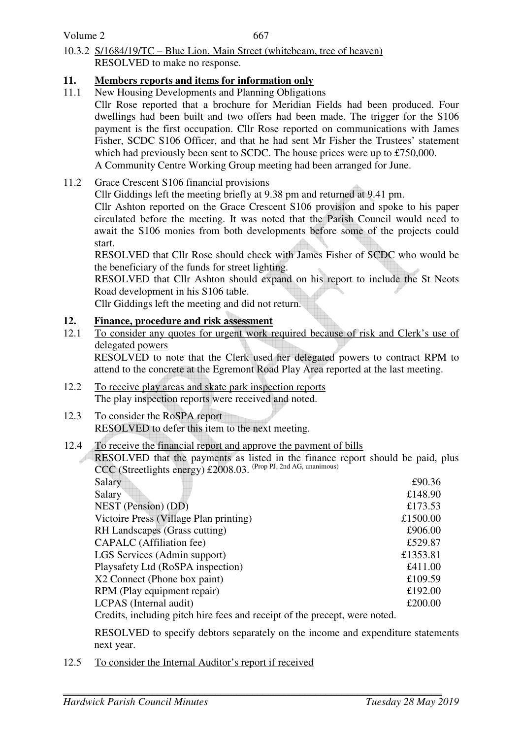10.3.2 S/1684/19/TC – Blue Lion, Main Street (whitebeam, tree of heaven)
RESOLVED to make no response.

## 11. Members reports and items for information only

11.1 New Housing Developments and Planning Obligations

Cllr Rose reported that a brochure for Meridian Fields had been produced. Four dwellings had been built and two offers had been made. The trigger for the S106 payment is the first occupation. Cllr Rose reported on communications with James Fisher, SCDC S106 Officer, and that he had sent Mr Fisher the Trustees' statement which had previously been sent to SCDC. The house prices were up to £750,000.

A Community Centre Working Group meeting had been arranged for June.

11.2 Grace Crescent S106 financial provisions

Cllr Giddings left the meeting briefly at 9.38 pm and returned at 9.41 pm.

Cllr Ashton reported on the Grace Crescent S106 provision and spoke to his paper circulated before the meeting. It was noted that the Parish Council would need to await the S106 monies from both developments before some of the projects could start.

RESOLVED that Cllr Rose should check with James Fisher of SCDC who would be the beneficiary of the funds for street lighting.

RESOLVED that Cllr Ashton should expand on his report to include the St Neots Road development in his S106 table.

Cllr Giddings left the meeting and did not return.

## 12. Finance, procedure and risk assessment

12.1 To consider any quotes for urgent work required because of risk and Clerk's use of delegated powers

RESOLVED to note that the Clerk used her delegated powers to contract RPM to attend to the concrete at the Egremont Road Play Area reported at the last meeting.

12.2 To receive play areas and skate park inspection reports

The play inspection reports were received and noted.

12.3 To consider the RoSPA report

RESOLVED to defer this item to the next meeting.

12.4 To receive the financial report and approve the payment of bills

RESOLVED that the payments as listed in the finance report should be paid, plus CCC (Streetlights energy) £2008.03. (Prop PJ, 2nd AG, unanimous)

| | |
|---|---|
| Salary | £90.36 |
| Salary | £148.90 |
| NEST (Pension) (DD) | £173.53 |
| Victoire Press (Village Plan printing) | £1500.00 |
| RH Landscapes (Grass cutting) | £906.00 |
| CAPALC (Affiliation fee) | £529.87 |
| LGS Services (Admin support) | £1353.81 |
| Playsafety Ltd (RoSPA inspection) | £411.00 |
| X2 Connect (Phone box paint) | £109.59 |
| RPM (Play equipment repair) | £192.00 |
| LCPAS (Internal audit) | £200.00 |

Credits, including pitch hire fees and receipt of the precept, were noted.

RESOLVED to specify debtors separately on the income and expenditure statements next year.

12.5 To consider the Internal Auditor's report if received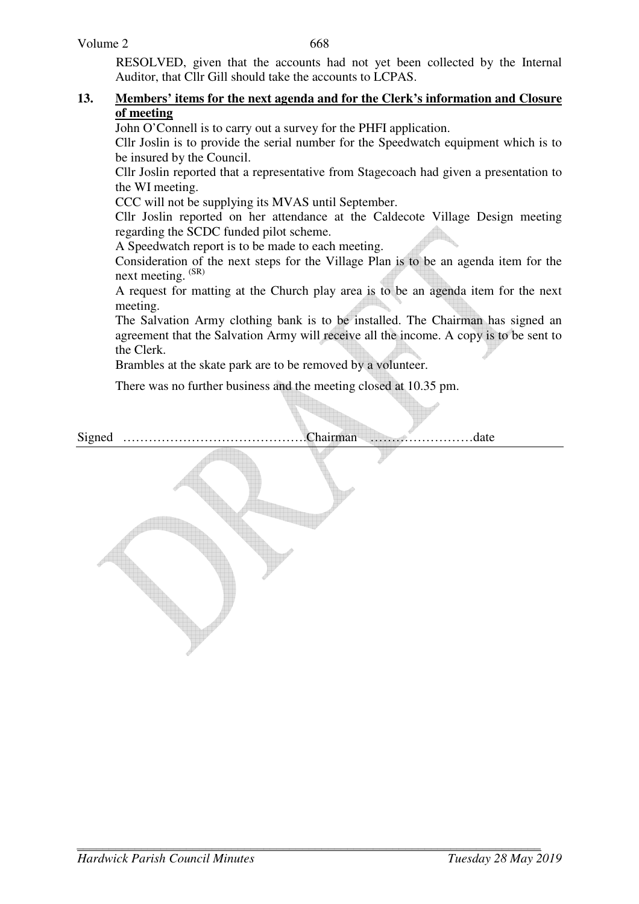RESOLVED, given that the accounts had not yet been collected by the Internal Auditor, that Cllr Gill should take the accounts to LCPAS.

**13. Members' items for the next agenda and for the Clerk's information and Closure of meeting**

John O'Connell is to carry out a survey for the PHFI application.

Cllr Joslin is to provide the serial number for the Speedwatch equipment which is to be insured by the Council.

Cllr Joslin reported that a representative from Stagecoach had given a presentation to the WI meeting.

CCC will not be supplying its MVAS until September.

Cllr Joslin reported on her attendance at the Caldecote Village Design meeting regarding the SCDC funded pilot scheme.

A Speedwatch report is to be made to each meeting.

Consideration of the next steps for the Village Plan is to be an agenda item for the next meeting. (SR)

A request for matting at the Church play area is to be an agenda item for the next meeting.

The Salvation Army clothing bank is to be installed. The Chairman has signed an agreement that the Salvation Army will receive all the income. A copy is to be sent to the Clerk.

Brambles at the skate park are to be removed by a volunteer.

There was no further business and the meeting closed at 10.35 pm.

Signed ……………………………………Chairman ……………………date